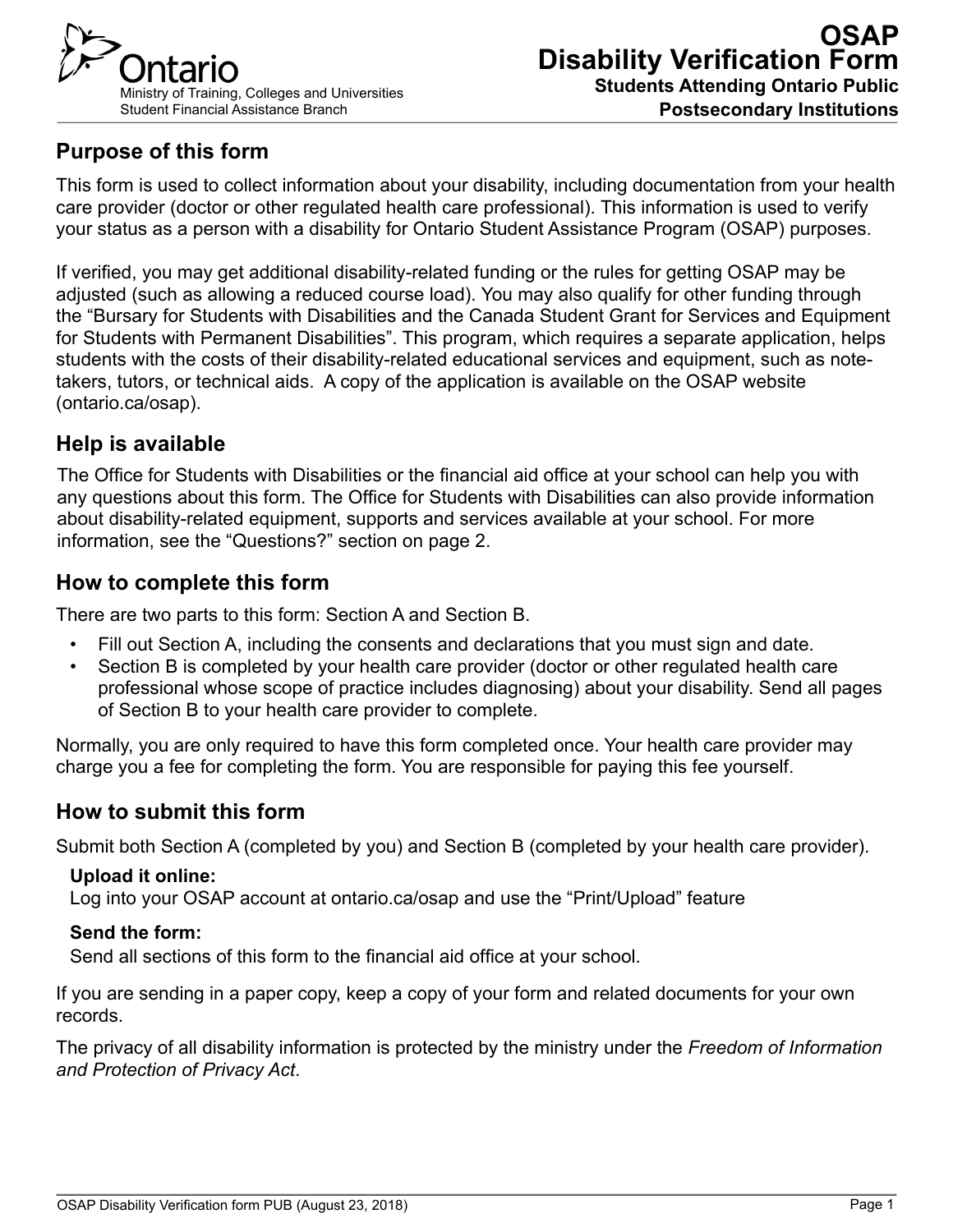Ontario
Ministry of Training, Colleges and Universities
Student Financial Assistance Branch

# OSAP Disability Verification Form

**Students Attending Ontario Public Postsecondary Institutions**

## Purpose of this form

This form is used to collect information about your disability, including documentation from your health care provider (doctor or other regulated health care professional). This information is used to verify your status as a person with a disability for Ontario Student Assistance Program (OSAP) purposes.

If verified, you may get additional disability-related funding or the rules for getting OSAP may be adjusted (such as allowing a reduced course load). You may also qualify for other funding through the "Bursary for Students with Disabilities and the Canada Student Grant for Services and Equipment for Students with Permanent Disabilities". This program, which requires a separate application, helps students with the costs of their disability-related educational services and equipment, such as note-takers, tutors, or technical aids. A copy of the application is available on the OSAP website (ontario.ca/osap).

## Help is available

The Office for Students with Disabilities or the financial aid office at your school can help you with any questions about this form. The Office for Students with Disabilities can also provide information about disability-related equipment, supports and services available at your school. For more information, see the "Questions?" section on page 2.

## How to complete this form

There are two parts to this form: Section A and Section B.

- Fill out Section A, including the consents and declarations that you must sign and date.
- Section B is completed by your health care provider (doctor or other regulated health care professional whose scope of practice includes diagnosing) about your disability. Send all pages of Section B to your health care provider to complete.

Normally, you are only required to have this form completed once. Your health care provider may charge you a fee for completing the form. You are responsible for paying this fee yourself.

## How to submit this form

Submit both Section A (completed by you) and Section B (completed by your health care provider).

**Upload it online:**
Log into your OSAP account at ontario.ca/osap and use the "Print/Upload" feature

**Send the form:**
Send all sections of this form to the financial aid office at your school.

If you are sending in a paper copy, keep a copy of your form and related documents for your own records.

The privacy of all disability information is protected by the ministry under the *Freedom of Information and Protection of Privacy Act*.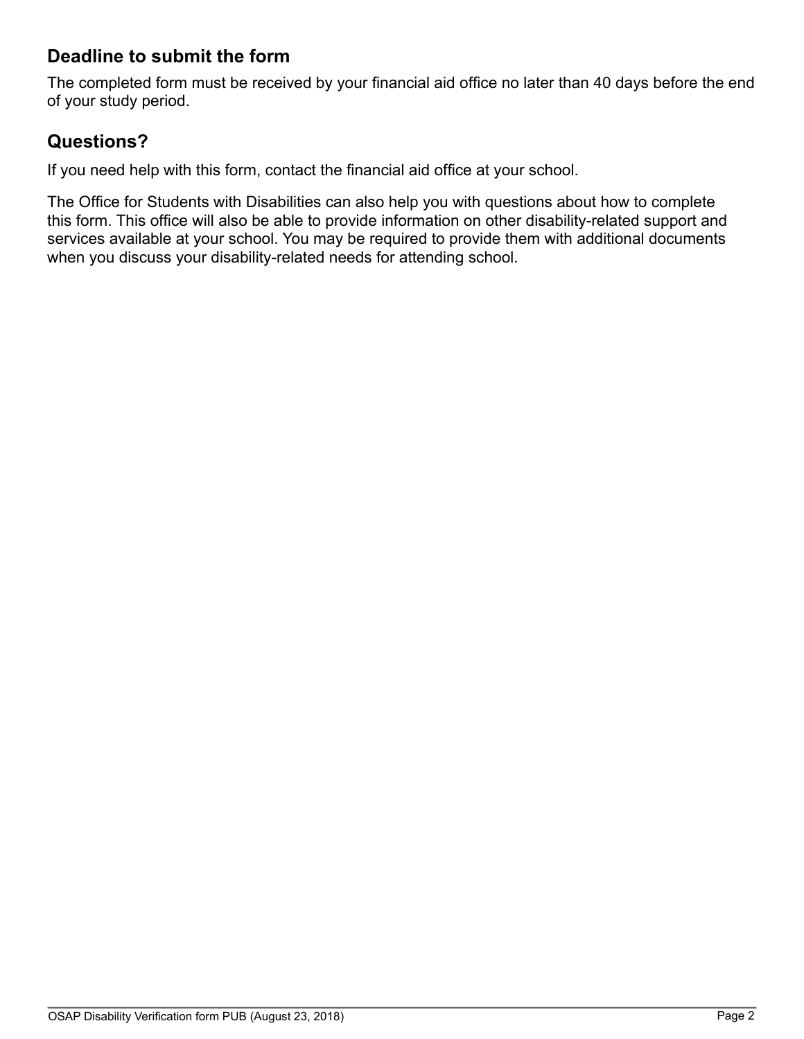## Deadline to submit the form

The completed form must be received by your financial aid office no later than 40 days before the end of your study period.

## Questions?

If you need help with this form, contact the financial aid office at your school.

The Office for Students with Disabilities can also help you with questions about how to complete this form. This office will also be able to provide information on other disability-related support and services available at your school. You may be required to provide them with additional documents when you discuss your disability-related needs for attending school.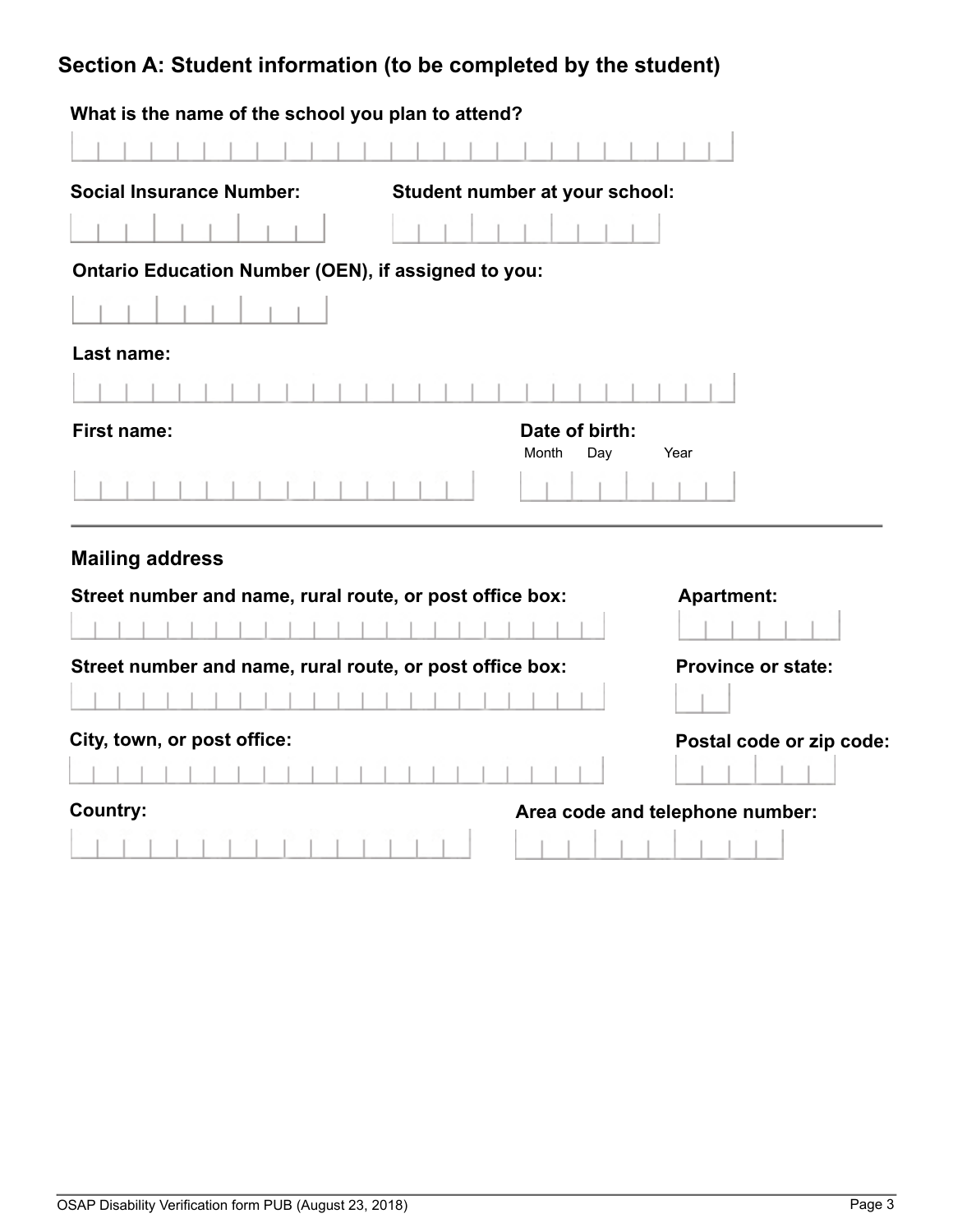## Section A: Student information (to be completed by the student)

**What is the name of the school you plan to attend?**

**Social Insurance Number:**

**Student number at your school:**

**Ontario Education Number (OEN), if assigned to you:**

**Last name:**

**First name:**

**Date of birth:**

Month Day Year

### Mailing address

**Street number and name, rural route, or post office box:**

**Apartment:**

**Street number and name, rural route, or post office box:**

**Province or state:**

**City, town, or post office:**

**Postal code or zip code:**

**Country:**

**Area code and telephone number:**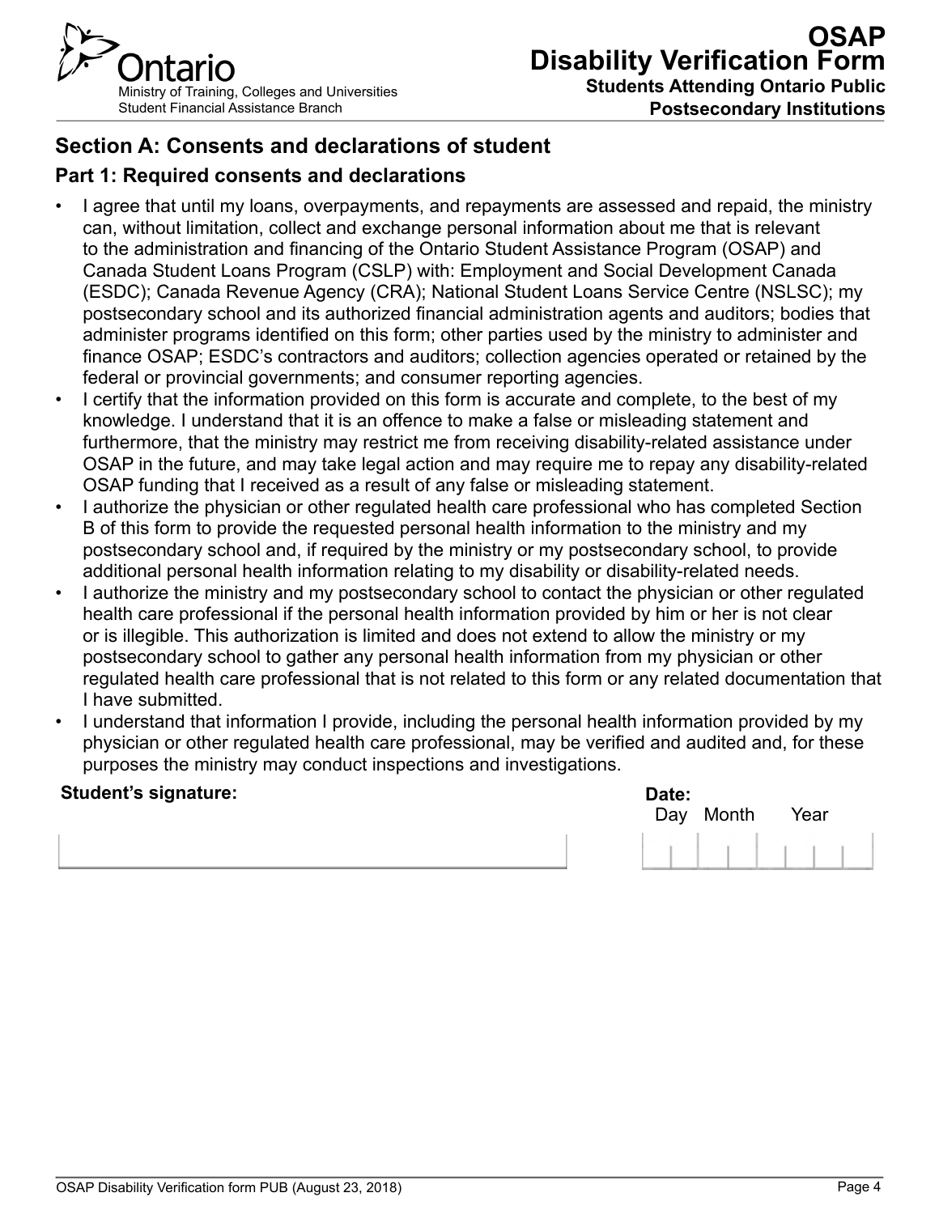# OSAP Disability Verification Form

**Students Attending Ontario Public Postsecondary Institutions**

Ministry of Training, Colleges and Universities
Student Financial Assistance Branch

## Section A: Consents and declarations of student

### Part 1: Required consents and declarations

- I agree that until my loans, overpayments, and repayments are assessed and repaid, the ministry can, without limitation, collect and exchange personal information about me that is relevant to the administration and financing of the Ontario Student Assistance Program (OSAP) and Canada Student Loans Program (CSLP) with: Employment and Social Development Canada (ESDC); Canada Revenue Agency (CRA); National Student Loans Service Centre (NSLSC); my postsecondary school and its authorized financial administration agents and auditors; bodies that administer programs identified on this form; other parties used by the ministry to administer and finance OSAP; ESDC's contractors and auditors; collection agencies operated or retained by the federal or provincial governments; and consumer reporting agencies.
- I certify that the information provided on this form is accurate and complete, to the best of my knowledge. I understand that it is an offence to make a false or misleading statement and furthermore, that the ministry may restrict me from receiving disability-related assistance under OSAP in the future, and may take legal action and may require me to repay any disability-related OSAP funding that I received as a result of any false or misleading statement.
- I authorize the physician or other regulated health care professional who has completed Section B of this form to provide the requested personal health information to the ministry and my postsecondary school and, if required by the ministry or my postsecondary school, to provide additional personal health information relating to my disability or disability-related needs.
- I authorize the ministry and my postsecondary school to contact the physician or other regulated health care professional if the personal health information provided by him or her is not clear or is illegible. This authorization is limited and does not extend to allow the ministry or my postsecondary school to gather any personal health information from my physician or other regulated health care professional that is not related to this form or any related documentation that I have submitted.
- I understand that information I provide, including the personal health information provided by my physician or other regulated health care professional, may be verified and audited and, for these purposes the ministry may conduct inspections and investigations.

**Student's signature:** ______________________

**Date:** Day ____ Month ____ Year ________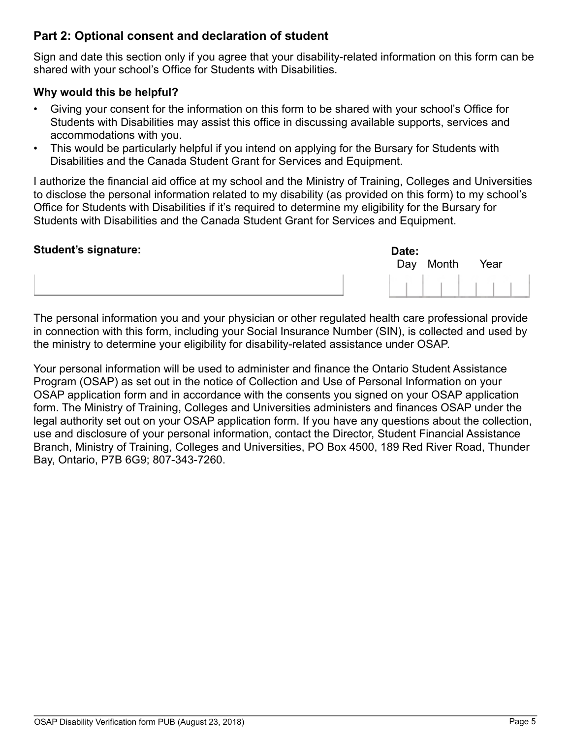## Part 2: Optional consent and declaration of student

Sign and date this section only if you agree that your disability-related information on this form can be shared with your school's Office for Students with Disabilities.

### Why would this be helpful?

- Giving your consent for the information on this form to be shared with your school's Office for Students with Disabilities may assist this office in discussing available supports, services and accommodations with you.
- This would be particularly helpful if you intend on applying for the Bursary for Students with Disabilities and the Canada Student Grant for Services and Equipment.

I authorize the financial aid office at my school and the Ministry of Training, Colleges and Universities to disclose the personal information related to my disability (as provided on this form) to my school's Office for Students with Disabilities if it's required to determine my eligibility for the Bursary for Students with Disabilities and the Canada Student Grant for Services and Equipment.

**Student's signature:** ______________________

**Date:** Day ____ Month ____ Year ________

The personal information you and your physician or other regulated health care professional provide in connection with this form, including your Social Insurance Number (SIN), is collected and used by the ministry to determine your eligibility for disability-related assistance under OSAP.

Your personal information will be used to administer and finance the Ontario Student Assistance Program (OSAP) as set out in the notice of Collection and Use of Personal Information on your OSAP application form and in accordance with the consents you signed on your OSAP application form. The Ministry of Training, Colleges and Universities administers and finances OSAP under the legal authority set out on your OSAP application form. If you have any questions about the collection, use and disclosure of your personal information, contact the Director, Student Financial Assistance Branch, Ministry of Training, Colleges and Universities, PO Box 4500, 189 Red River Road, Thunder Bay, Ontario, P7B 6G9; 807-343-7260.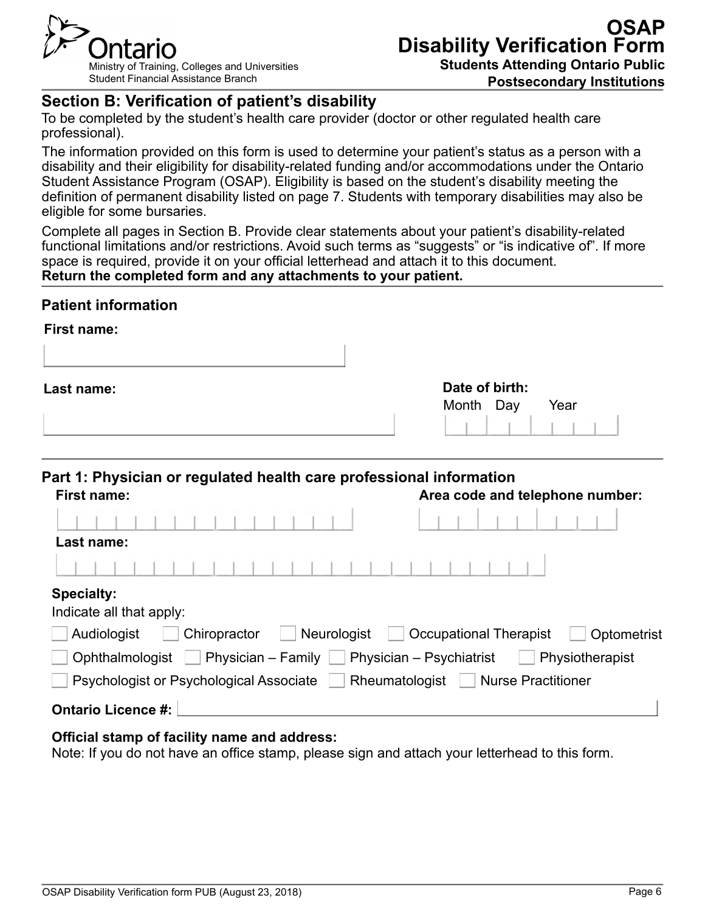# OSAP Disability Verification Form

**Students Attending Ontario Public Postsecondary Institutions**

Ministry of Training, Colleges and Universities
Student Financial Assistance Branch

## Section B: Verification of patient's disability

To be completed by the student's health care provider (doctor or other regulated health care professional).

The information provided on this form is used to determine your patient's status as a person with a disability and their eligibility for disability-related funding and/or accommodations under the Ontario Student Assistance Program (OSAP). Eligibility is based on the student's disability meeting the definition of permanent disability listed on page 7. Students with temporary disabilities may also be eligible for some bursaries.

Complete all pages in Section B. Provide clear statements about your patient's disability-related functional limitations and/or restrictions. Avoid such terms as "suggests" or "is indicative of". If more space is required, provide it on your official letterhead and attach it to this document.
**Return the completed form and any attachments to your patient.**

### Patient information

**First name:**

**Last name:**

**Date of birth:**
Month Day Year

### Part 1: Physician or regulated health care professional information

**First name:**

**Area code and telephone number:**

**Last name:**

**Specialty:**
Indicate all that apply:

- ☐ Audiologist
- ☐ Chiropractor
- ☐ Neurologist
- ☐ Occupational Therapist
- ☐ Optometrist
- ☐ Ophthalmologist
- ☐ Physician – Family
- ☐ Physician – Psychiatrist
- ☐ Physiotherapist
- ☐ Psychologist or Psychological Associate
- ☐ Rheumatologist
- ☐ Nurse Practitioner

**Ontario Licence #:**

**Official stamp of facility name and address:**
Note: If you do not have an office stamp, please sign and attach your letterhead to this form.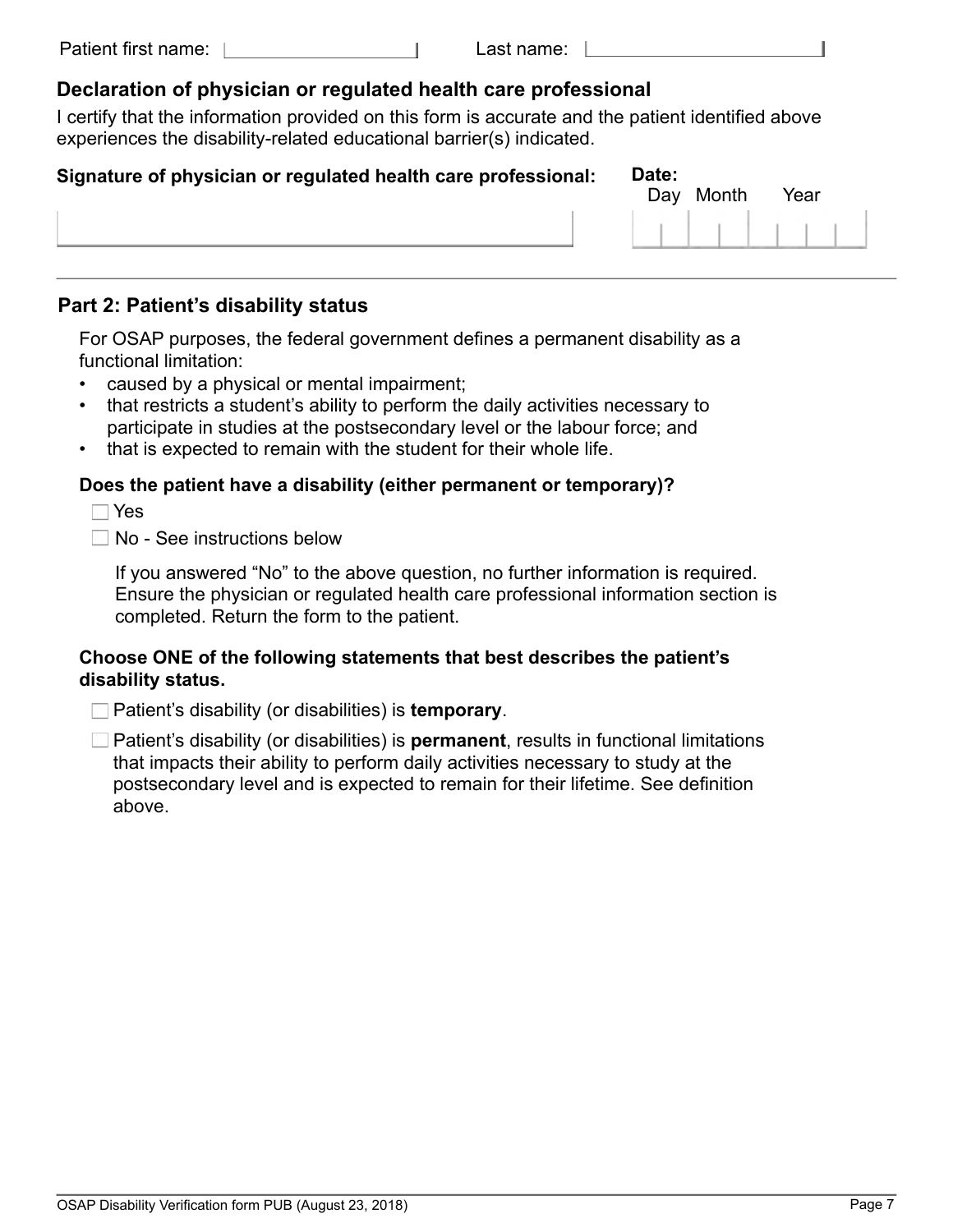Patient first name: ____________________ Last name: ____________________

## Declaration of physician or regulated health care professional

I certify that the information provided on this form is accurate and the patient identified above experiences the disability-related educational barrier(s) indicated.

**Signature of physician or regulated health care professional:** ____________________

**Date:** Day Month Year

---

## Part 2: Patient's disability status

For OSAP purposes, the federal government defines a permanent disability as a functional limitation:

- caused by a physical or mental impairment;
- that restricts a student's ability to perform the daily activities necessary to participate in studies at the postsecondary level or the labour force; and
- that is expected to remain with the student for their whole life.

**Does the patient have a disability (either permanent or temporary)?**

- ☐ Yes
- ☐ No - See instructions below

If you answered "No" to the above question, no further information is required. Ensure the physician or regulated health care professional information section is completed. Return the form to the patient.

**Choose ONE of the following statements that best describes the patient's disability status.**

- ☐ Patient's disability (or disabilities) is **temporary**.
- ☐ Patient's disability (or disabilities) is **permanent**, results in functional limitations that impacts their ability to perform daily activities necessary to study at the postsecondary level and is expected to remain for their lifetime. See definition above.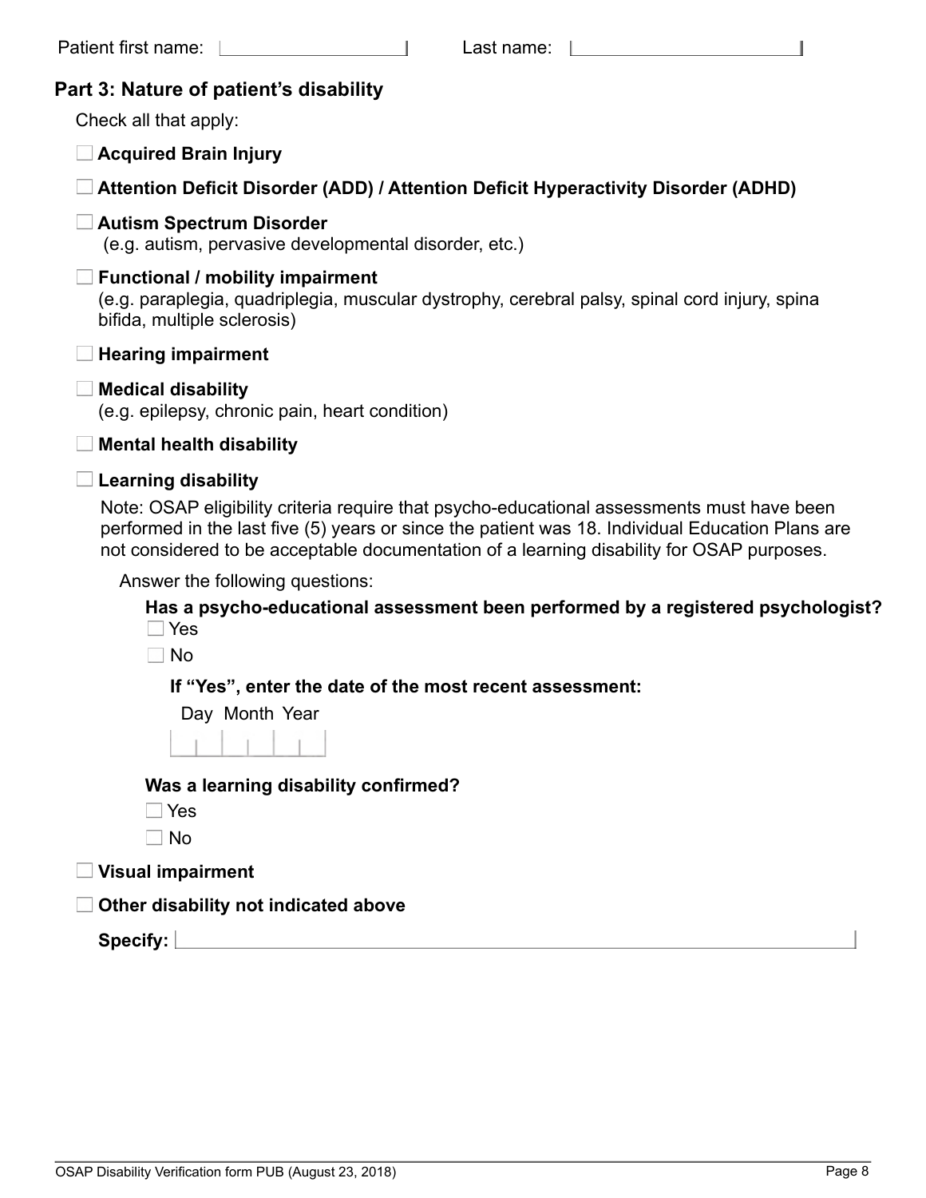Patient first name: ____________ Last name: ____________

## Part 3: Nature of patient's disability

Check all that apply:

- ☐ **Acquired Brain Injury**
- ☐ **Attention Deficit Disorder (ADD) / Attention Deficit Hyperactivity Disorder (ADHD)**
- ☐ **Autism Spectrum Disorder**
  (e.g. autism, pervasive developmental disorder, etc.)
- ☐ **Functional / mobility impairment**
  (e.g. paraplegia, quadriplegia, muscular dystrophy, cerebral palsy, spinal cord injury, spina bifida, multiple sclerosis)
- ☐ **Hearing impairment**
- ☐ **Medical disability**
  (e.g. epilepsy, chronic pain, heart condition)
- ☐ **Mental health disability**
- ☐ **Learning disability**

  Note: OSAP eligibility criteria require that psycho-educational assessments must have been performed in the last five (5) years or since the patient was 18. Individual Education Plans are not considered to be acceptable documentation of a learning disability for OSAP purposes.

  Answer the following questions:

  **Has a psycho-educational assessment been performed by a registered psychologist?**
  - ☐ Yes
  - ☐ No

  **If "Yes", enter the date of the most recent assessment:**

  Day Month Year

  __ __ | __ __ | __ __

  **Was a learning disability confirmed?**
  - ☐ Yes
  - ☐ No

- ☐ **Visual impairment**
- ☐ **Other disability not indicated above**

  **Specify:** ____________

OSAP Disability Verification form PUB (August 23, 2018)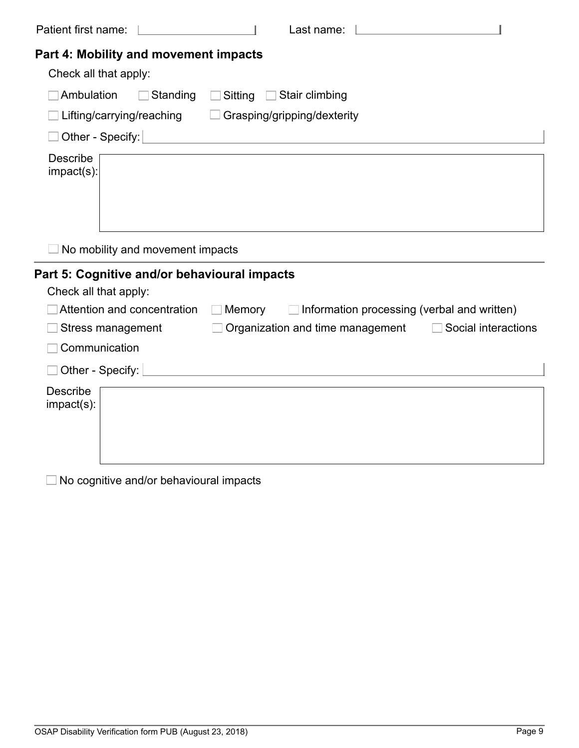Patient first name: ____________________ Last name: ____________________

## Part 4: Mobility and movement impacts

Check all that apply:

- ☐ Ambulation
- ☐ Standing
- ☐ Sitting
- ☐ Stair climbing
- ☐ Lifting/carrying/reaching
- ☐ Grasping/gripping/dexterity
- ☐ Other - Specify: ____________________

Describe impact(s):

☐ No mobility and movement impacts

## Part 5: Cognitive and/or behavioural impacts

Check all that apply:

- ☐ Attention and concentration
- ☐ Memory
- ☐ Information processing (verbal and written)
- ☐ Stress management
- ☐ Organization and time management
- ☐ Social interactions
- ☐ Communication
- ☐ Other - Specify: ____________________

Describe impact(s):

☐ No cognitive and/or behavioural impacts

OSAP Disability Verification form PUB (August 23, 2018)